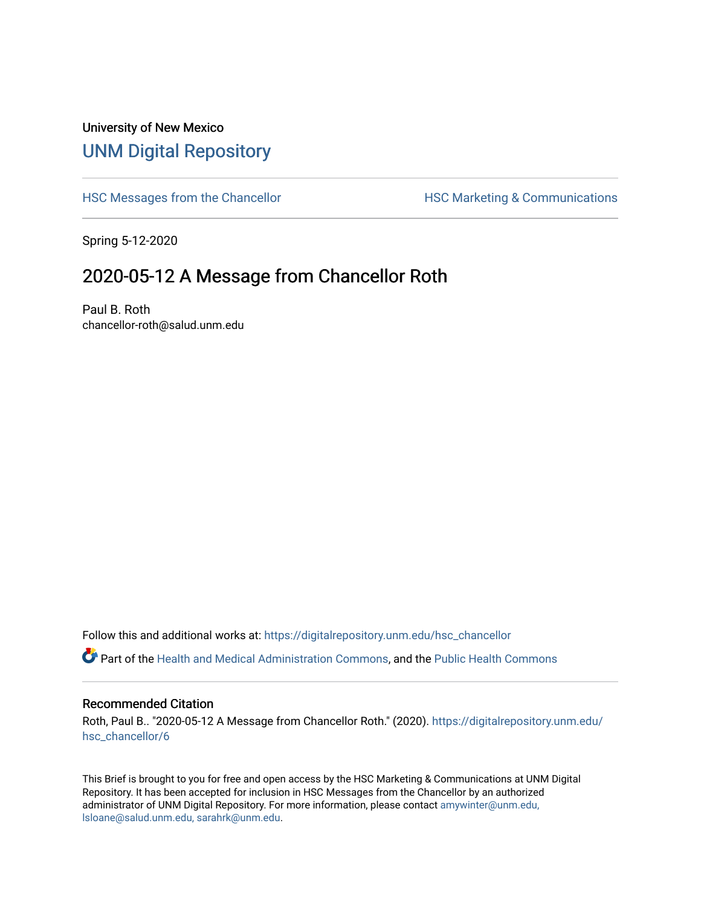University of New Mexico

# UNM Digital Repository

HSC Messages from the Chancellor

HSC Marketing & Communications

Spring 5-12-2020

## 2020-05-12 A Message from Chancellor Roth

Paul B. Roth
chancellor-roth@salud.unm.edu

Follow this and additional works at: https://digitalrepository.unm.edu/hsc_chancellor

Part of the Health and Medical Administration Commons, and the Public Health Commons

### Recommended Citation

Roth, Paul B.. "2020-05-12 A Message from Chancellor Roth." (2020). https://digitalrepository.unm.edu/hsc_chancellor/6

This Brief is brought to you for free and open access by the HSC Marketing & Communications at UNM Digital Repository. It has been accepted for inclusion in HSC Messages from the Chancellor by an authorized administrator of UNM Digital Repository. For more information, please contact amywinter@unm.edu, lsloane@salud.unm.edu, sarahrk@unm.edu.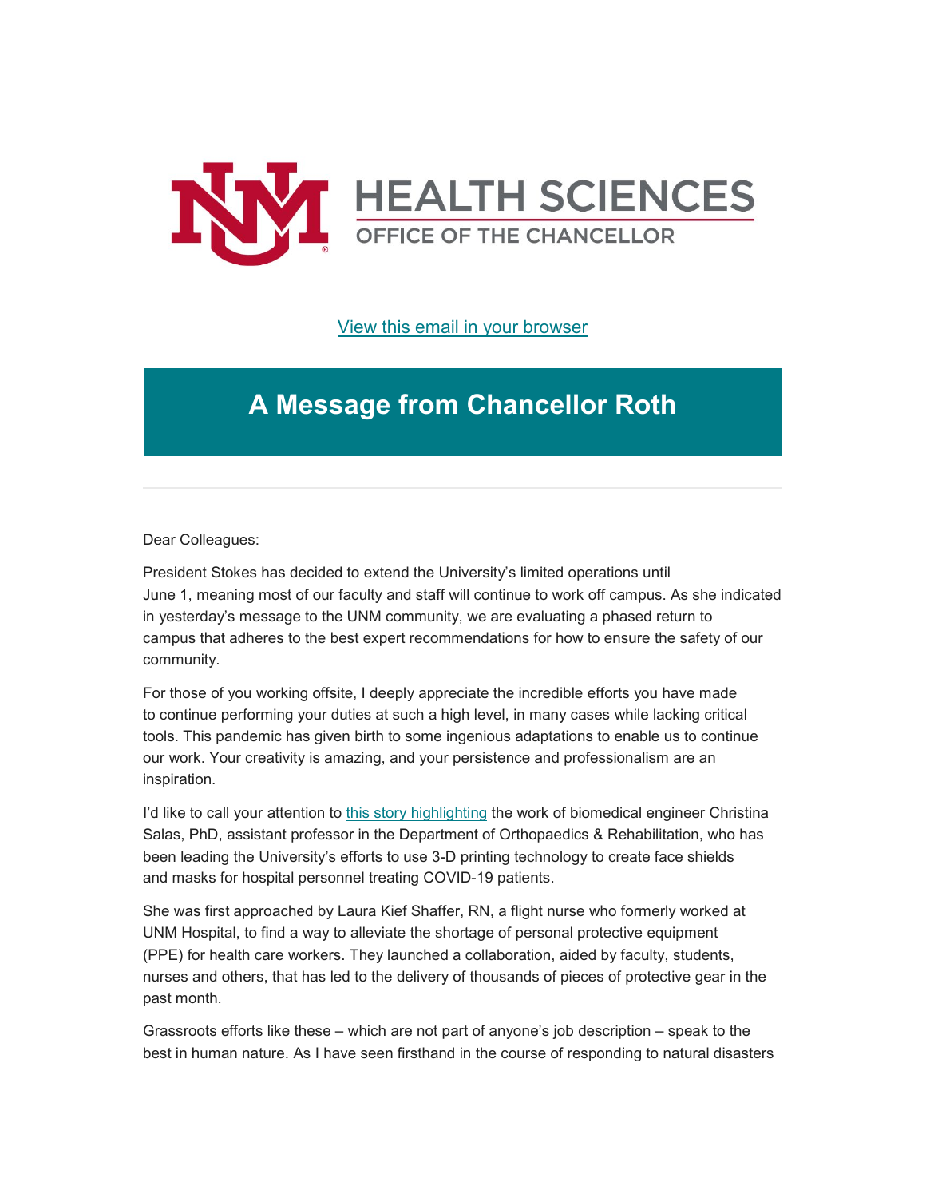HEALTH SCIENCES
OFFICE OF THE CHANCELLOR

[View this email in your browser]

# A Message from Chancellor Roth

Dear Colleagues:

President Stokes has decided to extend the University's limited operations until June 1, meaning most of our faculty and staff will continue to work off campus. As she indicated in yesterday's message to the UNM community, we are evaluating a phased return to campus that adheres to the best expert recommendations for how to ensure the safety of our community.

For those of you working offsite, I deeply appreciate the incredible efforts you have made to continue performing your duties at such a high level, in many cases while lacking critical tools. This pandemic has given birth to some ingenious adaptations to enable us to continue our work. Your creativity is amazing, and your persistence and professionalism are an inspiration.

I'd like to call your attention to [this story highlighting] the work of biomedical engineer Christina Salas, PhD, assistant professor in the Department of Orthopaedics & Rehabilitation, who has been leading the University's efforts to use 3-D printing technology to create face shields and masks for hospital personnel treating COVID-19 patients.

She was first approached by Laura Kief Shaffer, RN, a flight nurse who formerly worked at UNM Hospital, to find a way to alleviate the shortage of personal protective equipment (PPE) for health care workers. They launched a collaboration, aided by faculty, students, nurses and others, that has led to the delivery of thousands of pieces of protective gear in the past month.

Grassroots efforts like these – which are not part of anyone's job description – speak to the best in human nature. As I have seen firsthand in the course of responding to natural disasters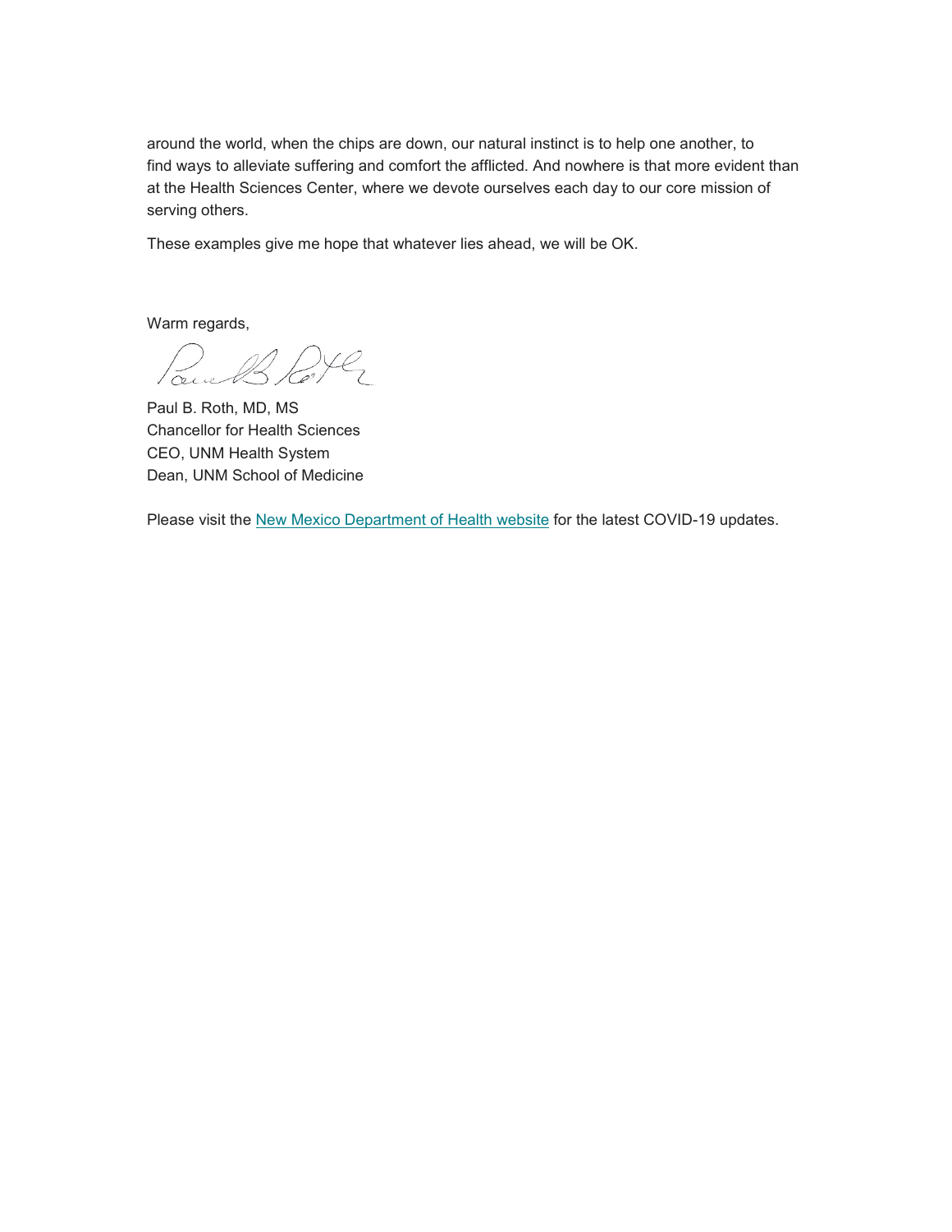around the world, when the chips are down, our natural instinct is to help one another, to find ways to alleviate suffering and comfort the afflicted. And nowhere is that more evident than at the Health Sciences Center, where we devote ourselves each day to our core mission of serving others.

These examples give me hope that whatever lies ahead, we will be OK.

Warm regards,

Paul B. Roth, MD, MS
Chancellor for Health Sciences
CEO, UNM Health System
Dean, UNM School of Medicine

Please visit the [New Mexico Department of Health website] for the latest COVID-19 updates.